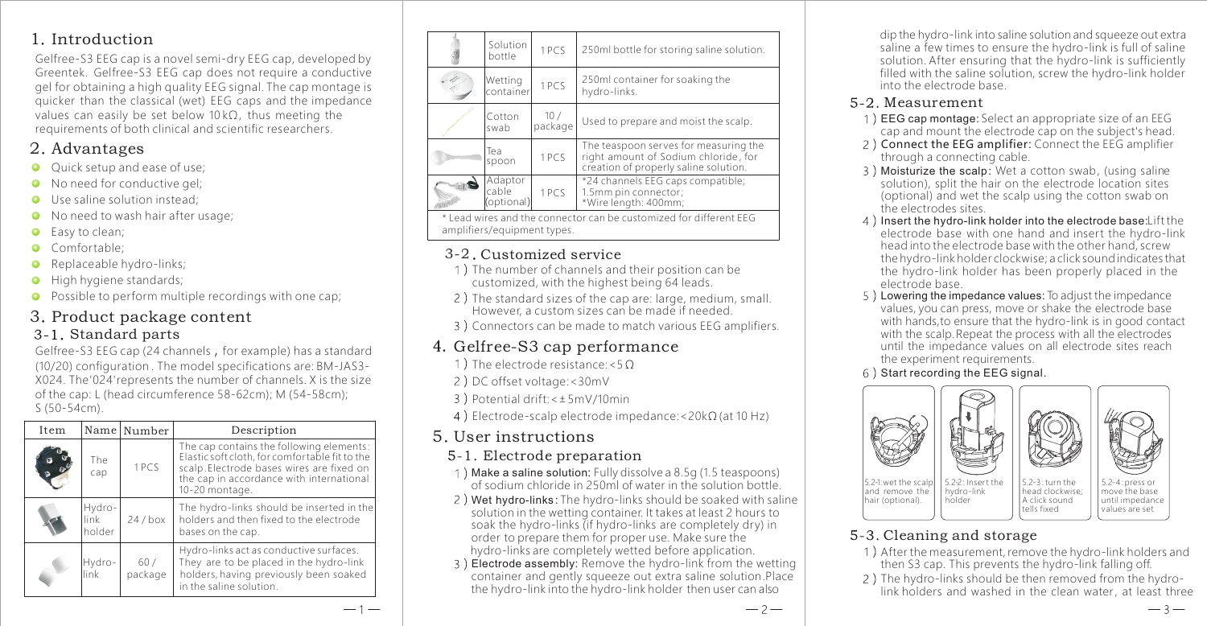## 1. Introduction

Gelfree-S3 EEG cap is a novel semi-dry EEG cap, developed by Greentek. Gelfree-S3 EEG cap does not require a conductive gel for obtaining a high quality EEG signal. The cap montage is quicker than the classical (wet) EEG caps and the impedance values can easily be set below 10 kΩ, thus meeting the requirements of both clinical and scientific researchers.

## 2. Advantages

- Quick setup and ease of use;
- No need for conductive gel;
- Use saline solution instead;
- No need to wash hair after usage;
- Easy to clean;
- Comfortable;
- Replaceable hydro-links;
- High hygiene standards;
- Possible to perform multiple recordings with one cap;

## 3. Product package content

### 3-1. Standard parts

Gelfree-S3 EEG cap (24 channels, for example) has a standard (10/20) configuration. The model specifications are: BM-JAS3-X024. The'024'represents the number of channels. X is the size of the cap: L (head circumference 58-62cm); M (54-58cm); S (50-54cm).

| Item | Name | Number | Description |
|---|---|---|---|
| | The cap | 1 PCS | The cap contains the following elements: Elastic soft cloth, for comfortable fit to the scalp. Electrode bases wires are fixed on the cap in accordance with international 10-20 montage. |
| | Hydro-link holder | 24 / box | The hydro-links should be inserted in the holders and then fixed to the electrode bases on the cap. |
| | Hydro-link | 60 / package | Hydro-links act as conductive surfaces. They are to be placed in the hydro-link holders, having previously been soaked in the saline solution. |
| | Solution bottle | 1 PCS | 250ml bottle for storing saline solution. |
| | Wetting container | 1 PCS | 250ml container for soaking the hydro-links. |
| | Cotton swab | 10 / package | Used to prepare and moist the scalp. |
| | Tea spoon | 1 PCS | The teaspoon serves for measuring the right amount of Sodium chloride, for creation of properly saline solution. |
| | Adaptor cable (optional) | 1 PCS | *24 channels EEG caps compatible; 1.5mm pin connector; *Wire length: 400mm; |

* Lead wires and the connector can be customized for different EEG amplifiers/equipment types.

### 3-2. Customized service

1) The number of channels and their position can be customized, with the highest being 64 leads.
2) The standard sizes of the cap are: large, medium, small. However, a custom sizes can be made if needed.
3) Connectors can be made to match various EEG amplifiers.

## 4. Gelfree-S3 cap performance

1) The electrode resistance: <5 Ω
2) DC offset voltage: <30mV
3) Potential drift: < ± 5mV/10min
4) Electrode-scalp electrode impedance: <20kΩ (at 10 Hz)

## 5. User instructions

### 5-1. Electrode preparation

1) **Make a saline solution:** Fully dissolve a 8.5g (1.5 teaspoons) of sodium chloride in 250ml of water in the solution bottle.
2) **Wet hydro-links:** The hydro-links should be soaked with saline solution in the wetting container. It takes at least 2 hours to soak the hydro-links (if hydro-links are completely dry) in order to prepare them for proper use. Make sure the hydro-links are completely wetted before application.
3) **Electrode assembly:** Remove the hydro-link from the wetting container and gently squeeze out extra saline solution. Place the hydro-link into the hydro-link holder then user can also dip the hydro-link into saline solution and squeeze out extra saline a few times to ensure the hydro-link is full of saline solution. After ensuring that the hydro-link is sufficiently filled with the saline solution, screw the hydro-link holder into the electrode base.

### 5-2. Measurement

1) **EEG cap montage:** Select an appropriate size of an EEG cap and mount the electrode cap on the subject's head.
2) **Connect the EEG amplifier:** Connect the EEG amplifier through a connecting cable.
3) **Moisturize the scalp:** Wet a cotton swab, (using saline solution), split the hair on the electrode location sites (optional) and wet the scalp using the cotton swab on the electrodes sites.
4) **Insert the hydro-link holder into the electrode base:** Lift the electrode base with one hand and insert the hydro-link head into the electrode base with the other hand, screw the hydro-link holder clockwise; a click sound indicates that the hydro-link holder has been properly placed in the electrode base.
5) **Lowering the impedance values:** To adjust the impedance values, you can press, move or shake the electrode base with hands,to ensure that the hydro-link is in good contact with the scalp. Repeat the process with all the electrodes until the impedance values on all electrode sites reach the experiment requirements.
6) **Start recording the EEG signal.**

5.2-1: wet the scalp and remove the hair (optional).

5.2-2: Insert the hydro-link holder

5.2-3: turn the head clockwise; A click sound tells fixed

5.2-4: press or move the base until impedance values are set

### 5-3. Cleaning and storage

1) After the measurement, remove the hydro-link holders and then S3 cap. This prevents the hydro-link falling off.
2) The hydro-links should be then removed from the hydro-link holders and washed in the clean water, at least three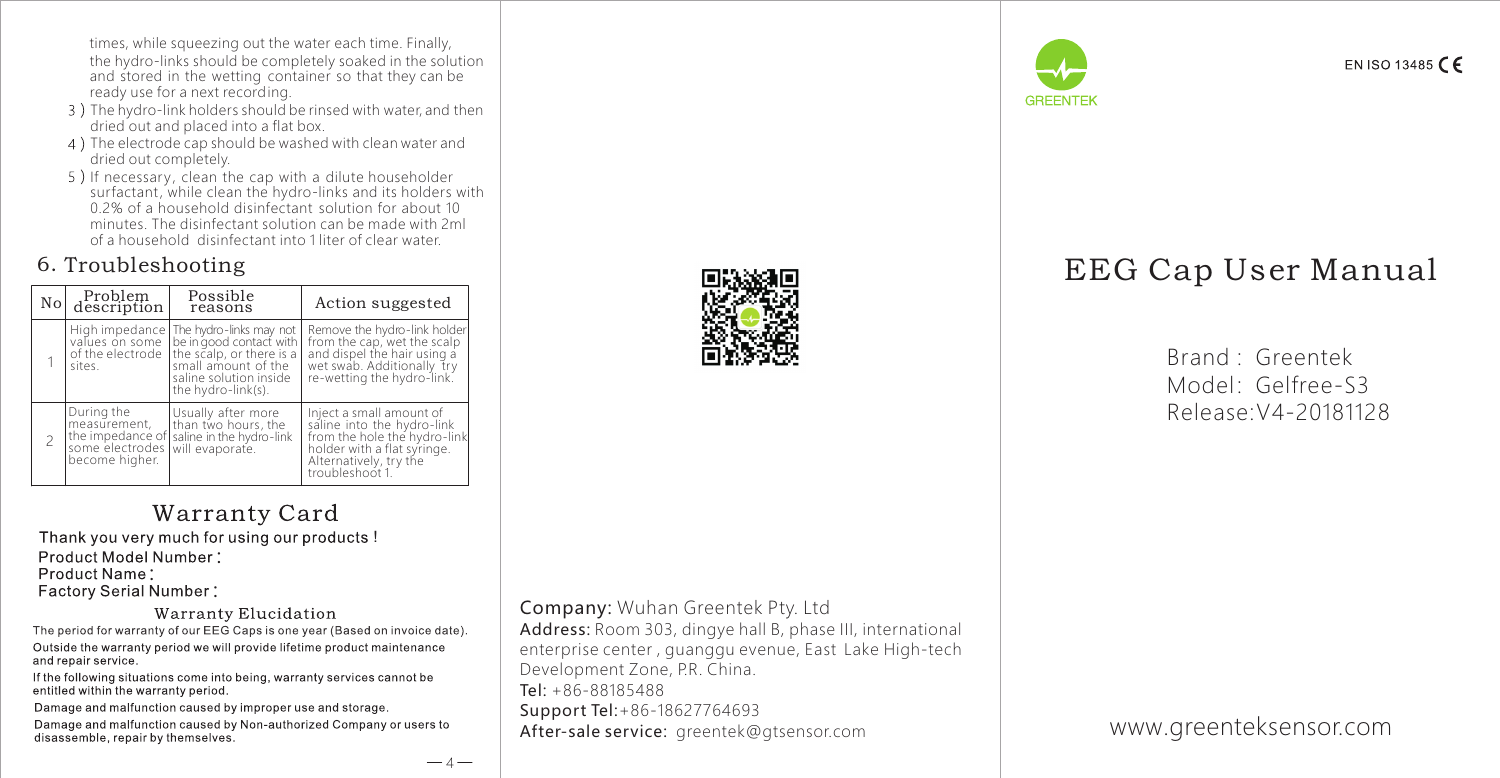times, while squeezing out the water each time. Finally, the hydro-links should be completely soaked in the solution and stored in the wetting container so that they can be ready use for a next recording.

3 ) The hydro-link holders should be rinsed with water, and then dried out and placed into a flat box.

4 ) The electrode cap should be washed with clean water and dried out completely.

5 ) If necessary, clean the cap with a dilute householder surfactant, while clean the hydro-links and its holders with 0.2% of a household disinfectant solution for about 10 minutes. The disinfectant solution can be made with 2ml of a household disinfectant into 1 liter of clear water.

## 6. Troubleshooting

| No | Problem description | Possible reasons | Action suggested |
|---|---|---|---|
| 1 | High impedance values on some of the electrode sites. | The hydro-links may not be in good contact with the scalp, or there is a small amount of the saline solution inside the hydro-link(s). | Remove the hydro-link holder from the cap, wet the scalp and dispel the hair using a wet swab. Additionally try re-wetting the hydro-link. |
| 2 | During the measurement, the impedance of some electrodes become higher. | Usually after more than two hours, the saline in the hydro-link will evaporate. | Inject a small amount of saline into the hydro-link from the hole the hydro-link holder with a flat syringe. Alternatively, try the troubleshoot 1. |

## Warranty Card

Thank you very much for using our products !

Product Model Number：

Product Name：

Factory Serial Number：

### Warranty Elucidation

The period for warranty of our EEG Caps is one year (Based on invoice date).

Outside the warranty period we will provide lifetime product maintenance and repair service.

If the following situations come into being, warranty services cannot be entitled within the warranty period.

Damage and malfunction caused by improper use and storage.

Damage and malfunction caused by Non-authorized Company or users to disassemble, repair by themselves.

**Company:** Wuhan Greentek Pty. Ltd

**Address:** Room 303, dingye hall B, phase III, international enterprise center , guanggu evenue, East Lake High-tech Development Zone, P.R. China.

**Tel:** +86-88185488

**Support Tel:**+86-18627764693

**After-sale service:** greentek@gtsensor.com

GREENTEK

EN ISO 13485 CE

# EEG Cap User Manual

Brand : Greentek

Model: Gelfree-S3

Release:V4-20181128

www.greenteksensor.com